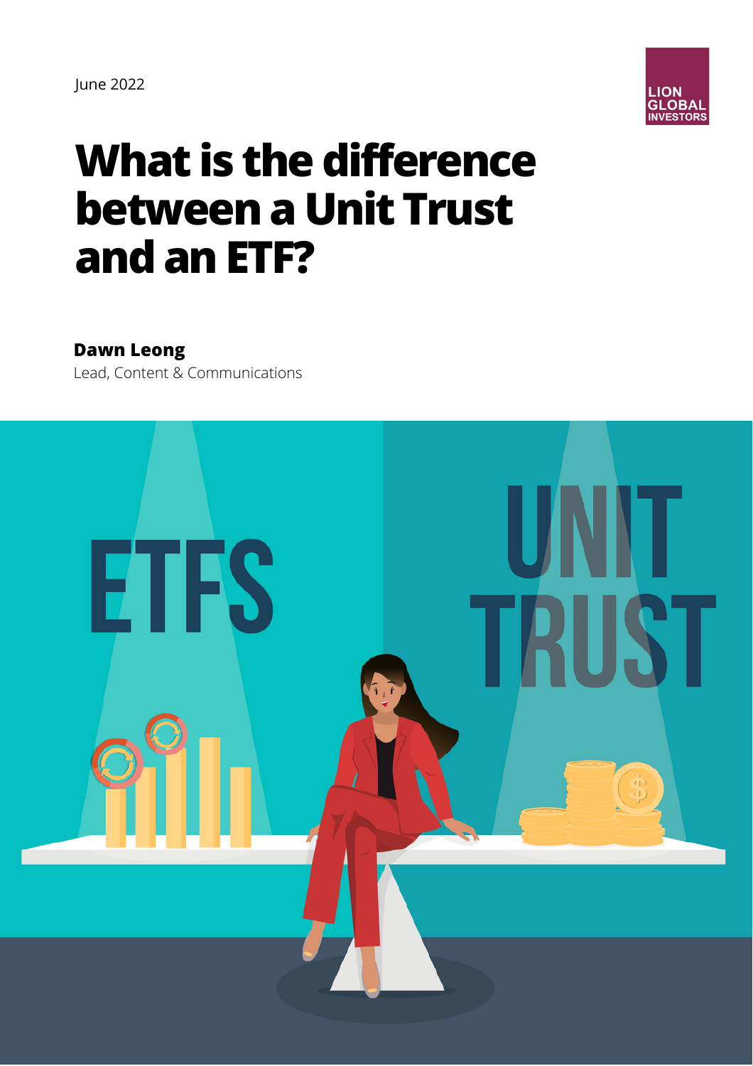June 2022

LION GLOBAL INVESTORS

# What is the difference between a Unit Trust and an ETF?

**Dawn Leong**
Lead, Content & Communications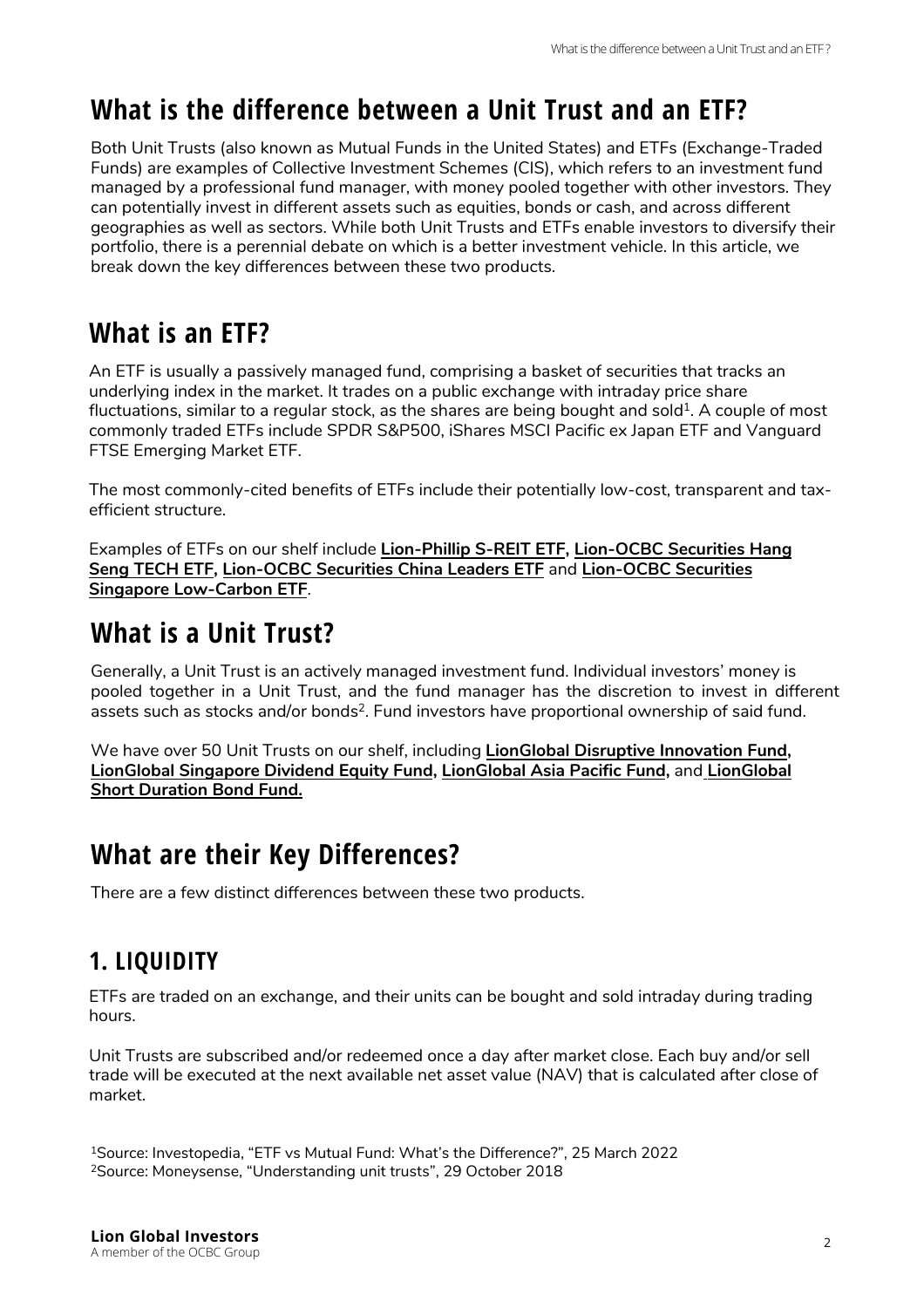# What is the difference between a Unit Trust and an ETF?

Both Unit Trusts (also known as Mutual Funds in the United States) and ETFs (Exchange-Traded Funds) are examples of Collective Investment Schemes (CIS), which refers to an investment fund managed by a professional fund manager, with money pooled together with other investors. They can potentially invest in different assets such as equities, bonds or cash, and across different geographies as well as sectors. While both Unit Trusts and ETFs enable investors to diversify their portfolio, there is a perennial debate on which is a better investment vehicle. In this article, we break down the key differences between these two products.

# What is an ETF?

An ETF is usually a passively managed fund, comprising a basket of securities that tracks an underlying index in the market. It trades on a public exchange with intraday price share fluctuations, similar to a regular stock, as the shares are being bought and sold[1]. A couple of most commonly traded ETFs include SPDR S&P500, iShares MSCI Pacific ex Japan ETF and Vanguard FTSE Emerging Market ETF.

The most commonly-cited benefits of ETFs include their potentially low-cost, transparent and tax-efficient structure.

Examples of ETFs on our shelf include **Lion-Phillip S-REIT ETF, Lion-OCBC Securities Hang Seng TECH ETF, Lion-OCBC Securities China Leaders ETF** and **Lion-OCBC Securities Singapore Low-Carbon ETF**.

# What is a Unit Trust?

Generally, a Unit Trust is an actively managed investment fund. Individual investors' money is pooled together in a Unit Trust, and the fund manager has the discretion to invest in different assets such as stocks and/or bonds[2]. Fund investors have proportional ownership of said fund.

We have over 50 Unit Trusts on our shelf, including **LionGlobal Disruptive Innovation Fund, LionGlobal Singapore Dividend Equity Fund, LionGlobal Asia Pacific Fund,** and **LionGlobal Short Duration Bond Fund.**

# What are their Key Differences?

There are a few distinct differences between these two products.

## 1. LIQUIDITY

ETFs are traded on an exchange, and their units can be bought and sold intraday during trading hours.

Unit Trusts are subscribed and/or redeemed once a day after market close. Each buy and/or sell trade will be executed at the next available net asset value (NAV) that is calculated after close of market.

[1]Source: Investopedia, "ETF vs Mutual Fund: What's the Difference?", 25 March 2022
[2]Source: Moneysense, "Understanding unit trusts", 29 October 2018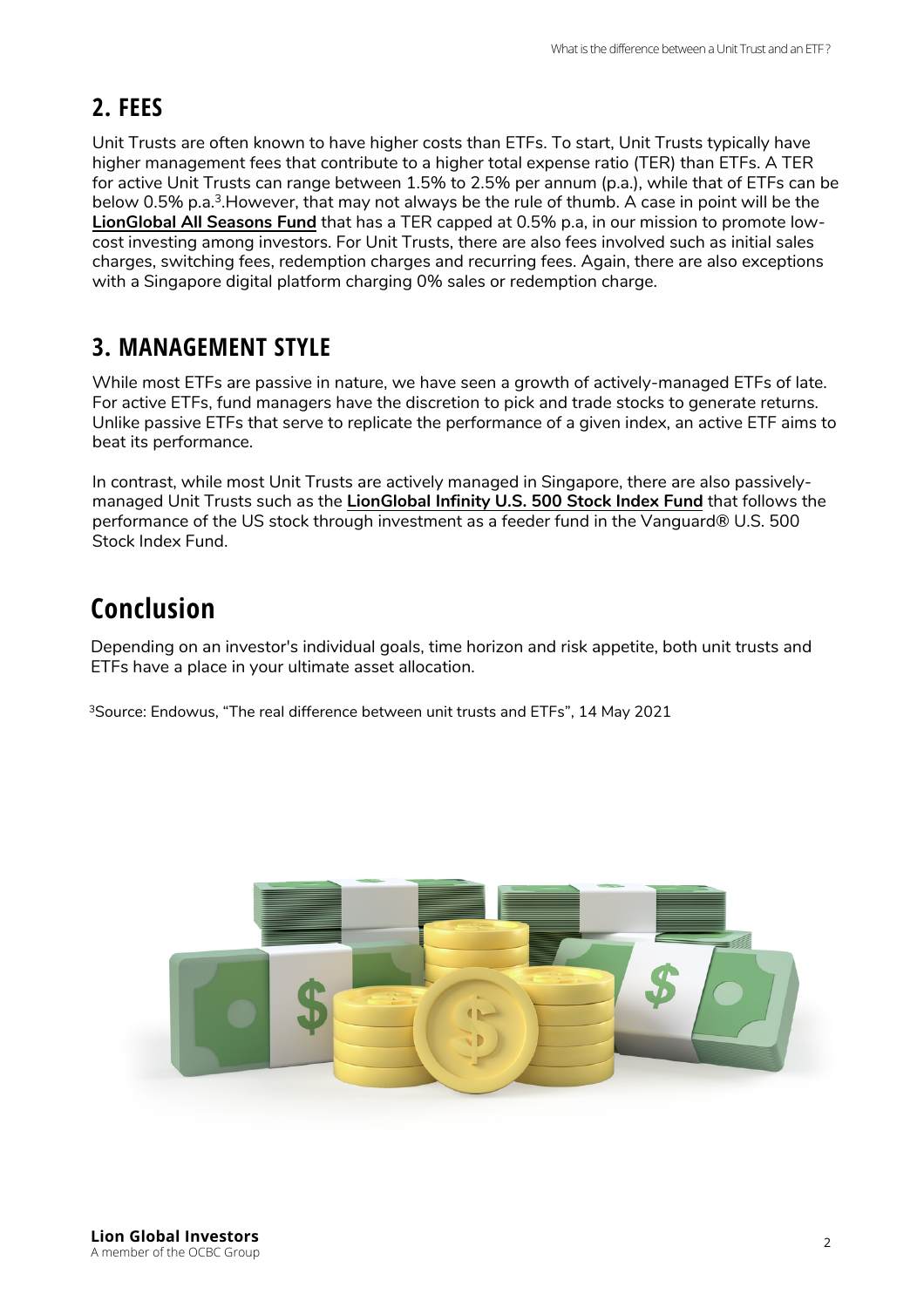## 2. FEES

Unit Trusts are often known to have higher costs than ETFs. To start, Unit Trusts typically have higher management fees that contribute to a higher total expense ratio (TER) than ETFs. A TER for active Unit Trusts can range between 1.5% to 2.5% per annum (p.a.), while that of ETFs can be below 0.5% p.a.[3].However, that may not always be the rule of thumb. A case in point will be the **LionGlobal All Seasons Fund** that has a TER capped at 0.5% p.a, in our mission to promote low-cost investing among investors. For Unit Trusts, there are also fees involved such as initial sales charges, switching fees, redemption charges and recurring fees. Again, there are also exceptions with a Singapore digital platform charging 0% sales or redemption charge.

## 3. MANAGEMENT STYLE

While most ETFs are passive in nature, we have seen a growth of actively-managed ETFs of late. For active ETFs, fund managers have the discretion to pick and trade stocks to generate returns. Unlike passive ETFs that serve to replicate the performance of a given index, an active ETF aims to beat its performance.

In contrast, while most Unit Trusts are actively managed in Singapore, there are also passively-managed Unit Trusts such as the **LionGlobal Infinity U.S. 500 Stock Index Fund** that follows the performance of the US stock through investment as a feeder fund in the Vanguard® U.S. 500 Stock Index Fund.

# Conclusion

Depending on an investor's individual goals, time horizon and risk appetite, both unit trusts and ETFs have a place in your ultimate asset allocation.

[3]Source: Endowus, "The real difference between unit trusts and ETFs", 14 May 2021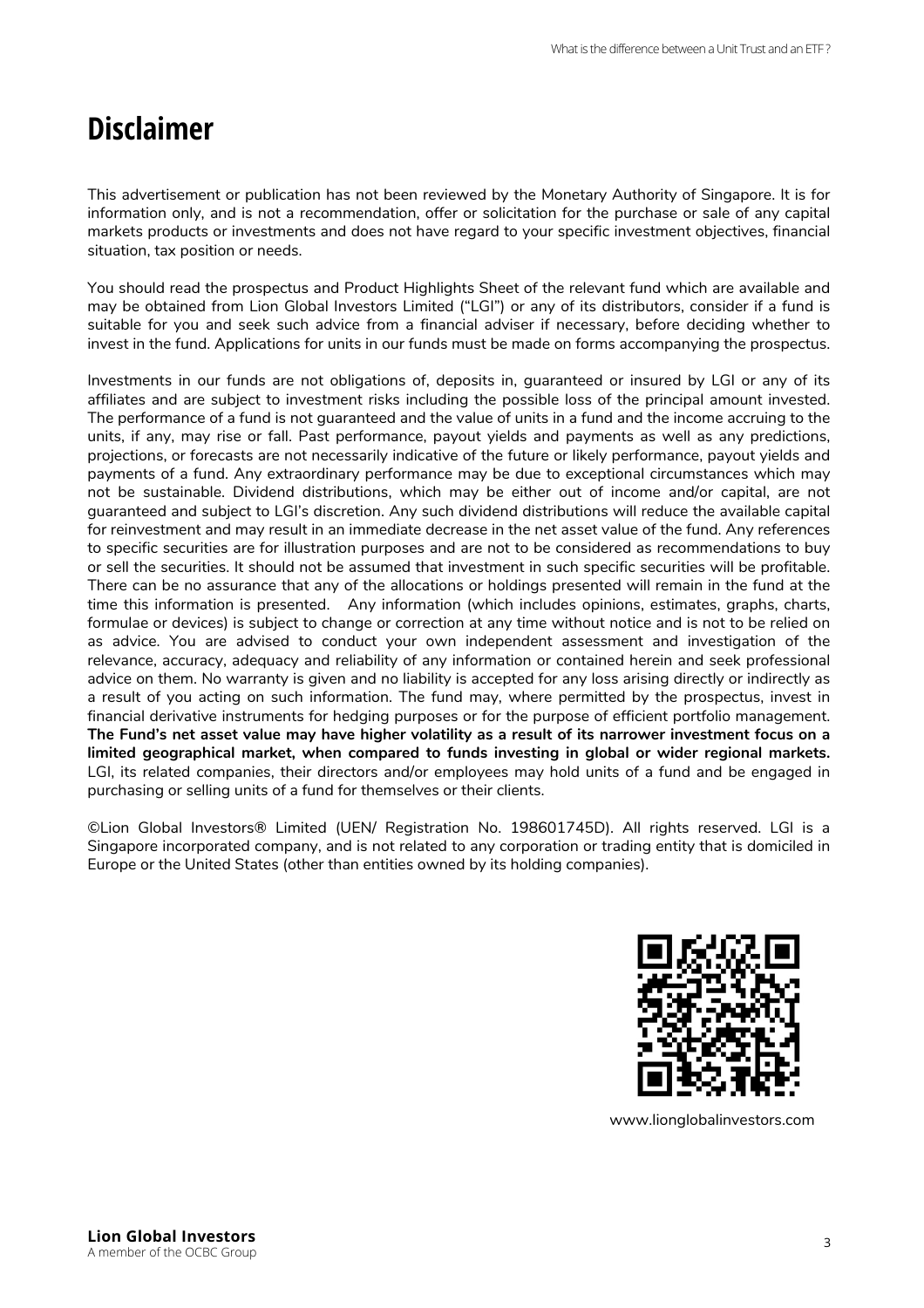# Disclaimer

This advertisement or publication has not been reviewed by the Monetary Authority of Singapore. It is for information only, and is not a recommendation, offer or solicitation for the purchase or sale of any capital markets products or investments and does not have regard to your specific investment objectives, financial situation, tax position or needs.

You should read the prospectus and Product Highlights Sheet of the relevant fund which are available and may be obtained from Lion Global Investors Limited ("LGI") or any of its distributors, consider if a fund is suitable for you and seek such advice from a financial adviser if necessary, before deciding whether to invest in the fund. Applications for units in our funds must be made on forms accompanying the prospectus.

Investments in our funds are not obligations of, deposits in, guaranteed or insured by LGI or any of its affiliates and are subject to investment risks including the possible loss of the principal amount invested. The performance of a fund is not guaranteed and the value of units in a fund and the income accruing to the units, if any, may rise or fall. Past performance, payout yields and payments as well as any predictions, projections, or forecasts are not necessarily indicative of the future or likely performance, payout yields and payments of a fund. Any extraordinary performance may be due to exceptional circumstances which may not be sustainable. Dividend distributions, which may be either out of income and/or capital, are not guaranteed and subject to LGI's discretion. Any such dividend distributions will reduce the available capital for reinvestment and may result in an immediate decrease in the net asset value of the fund. Any references to specific securities are for illustration purposes and are not to be considered as recommendations to buy or sell the securities. It should not be assumed that investment in such specific securities will be profitable. There can be no assurance that any of the allocations or holdings presented will remain in the fund at the time this information is presented. Any information (which includes opinions, estimates, graphs, charts, formulae or devices) is subject to change or correction at any time without notice and is not to be relied on as advice. You are advised to conduct your own independent assessment and investigation of the relevance, accuracy, adequacy and reliability of any information or contained herein and seek professional advice on them. No warranty is given and no liability is accepted for any loss arising directly or indirectly as a result of you acting on such information. The fund may, where permitted by the prospectus, invest in financial derivative instruments for hedging purposes or for the purpose of efficient portfolio management. **The Fund's net asset value may have higher volatility as a result of its narrower investment focus on a limited geographical market, when compared to funds investing in global or wider regional markets.** LGI, its related companies, their directors and/or employees may hold units of a fund and be engaged in purchasing or selling units of a fund for themselves or their clients.

©Lion Global Investors® Limited (UEN/ Registration No. 198601745D). All rights reserved. LGI is a Singapore incorporated company, and is not related to any corporation or trading entity that is domiciled in Europe or the United States (other than entities owned by its holding companies).

www.lionglobalinvestors.com

**Lion Global Investors**
A member of the OCBC Group